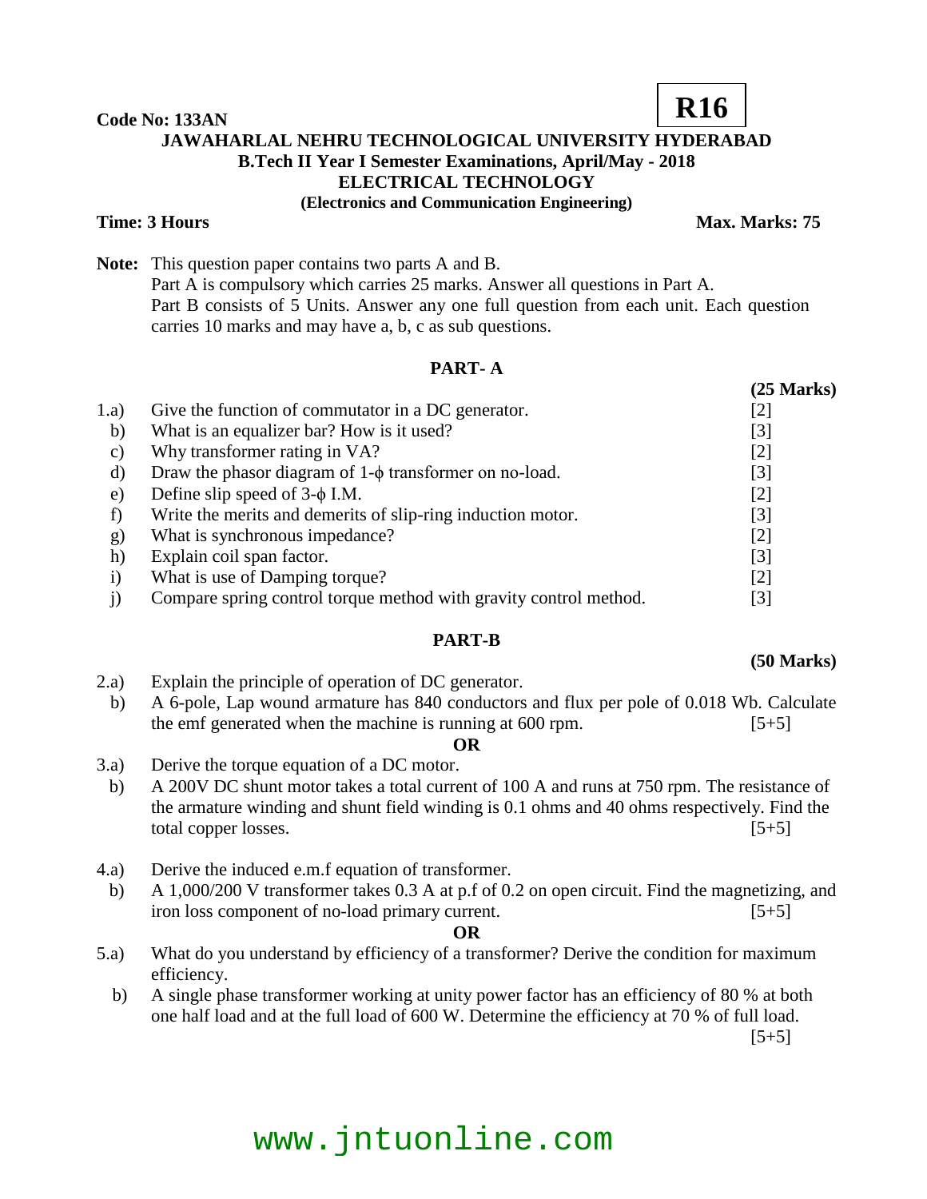**Code No: 133AN** **R16**

# JAWAHARLAL NEHRU TECHNOLOGICAL UNIVERSITY HYDERABAD

## B.Tech II Year I Semester Examinations, April/May - 2018

## ELECTRICAL TECHNOLOGY

**(Electronics and Communication Engineering)**

**Time: 3 Hours** **Max. Marks: 75**

**Note:** This question paper contains two parts A and B.
Part A is compulsory which carries 25 marks. Answer all questions in Part A.
Part B consists of 5 Units. Answer any one full question from each unit. Each question carries 10 marks and may have a, b, c as sub questions.

## PART- A

**(25 Marks)**

1.a) Give the function of commutator in a DC generator. [2]

b) What is an equalizer bar? How is it used? [3]

c) Why transformer rating in VA? [2]

d) Draw the phasor diagram of 1-$\phi$ transformer on no-load. [3]

e) Define slip speed of 3-$\phi$ I.M. [2]

f) Write the merits and demerits of slip-ring induction motor. [3]

g) What is synchronous impedance? [2]

h) Explain coil span factor. [3]

i) What is use of Damping torque? [2]

j) Compare spring control torque method with gravity control method. [3]

## PART-B

**(50 Marks)**

2.a) Explain the principle of operation of DC generator.

b) A 6-pole, Lap wound armature has 840 conductors and flux per pole of 0.018 Wb. Calculate the emf generated when the machine is running at 600 rpm. [5+5]

**OR**

3.a) Derive the torque equation of a DC motor.

b) A 200V DC shunt motor takes a total current of 100 A and runs at 750 rpm. The resistance of the armature winding and shunt field winding is 0.1 ohms and 40 ohms respectively. Find the total copper losses. [5+5]

4.a) Derive the induced e.m.f equation of transformer.

b) A 1,000/200 V transformer takes 0.3 A at p.f of 0.2 on open circuit. Find the magnetizing, and iron loss component of no-load primary current. [5+5]

**OR**

5.a) What do you understand by efficiency of a transformer? Derive the condition for maximum efficiency.

b) A single phase transformer working at unity power factor has an efficiency of 80 % at both one half load and at the full load of 600 W. Determine the efficiency at 70 % of full load. [5+5]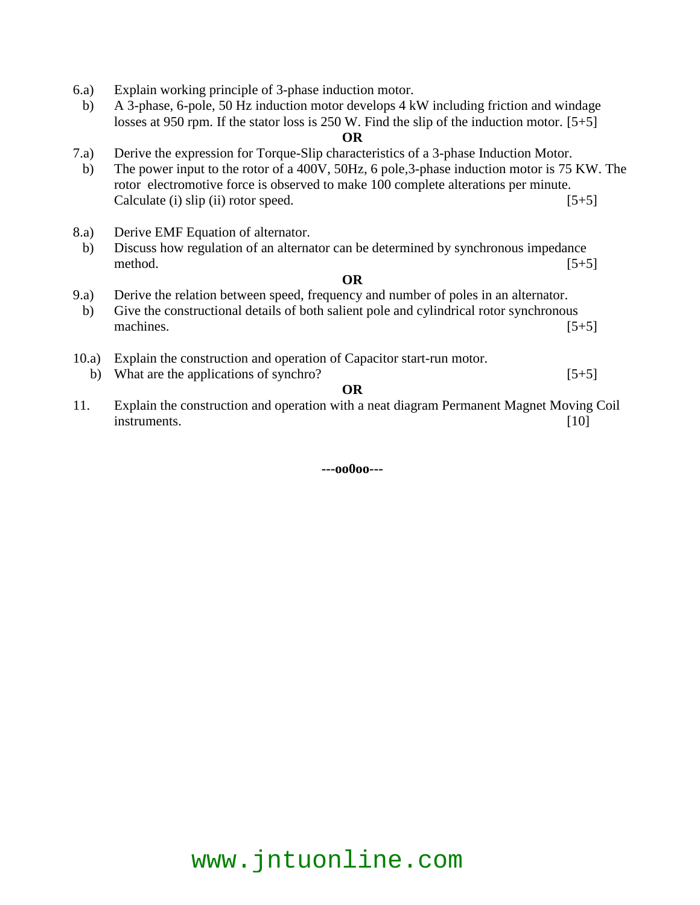6.a) Explain working principle of 3-phase induction motor.

b) A 3-phase, 6-pole, 50 Hz induction motor develops 4 kW including friction and windage losses at 950 rpm. If the stator loss is 250 W. Find the slip of the induction motor. [5+5]

**OR**

7.a) Derive the expression for Torque-Slip characteristics of a 3-phase Induction Motor.

b) The power input to the rotor of a 400V, 50Hz, 6 pole,3-phase induction motor is 75 KW. The rotor electromotive force is observed to make 100 complete alterations per minute. Calculate (i) slip (ii) rotor speed. [5+5]

8.a) Derive EMF Equation of alternator.

b) Discuss how regulation of an alternator can be determined by synchronous impedance method. [5+5]

**OR**

9.a) Derive the relation between speed, frequency and number of poles in an alternator.

b) Give the constructional details of both salient pole and cylindrical rotor synchronous machines. [5+5]

10.a) Explain the construction and operation of Capacitor start-run motor.

b) What are the applications of synchro? [5+5]

**OR**

11. Explain the construction and operation with a neat diagram Permanent Magnet Moving Coil instruments. [10]

**---oo0oo---**